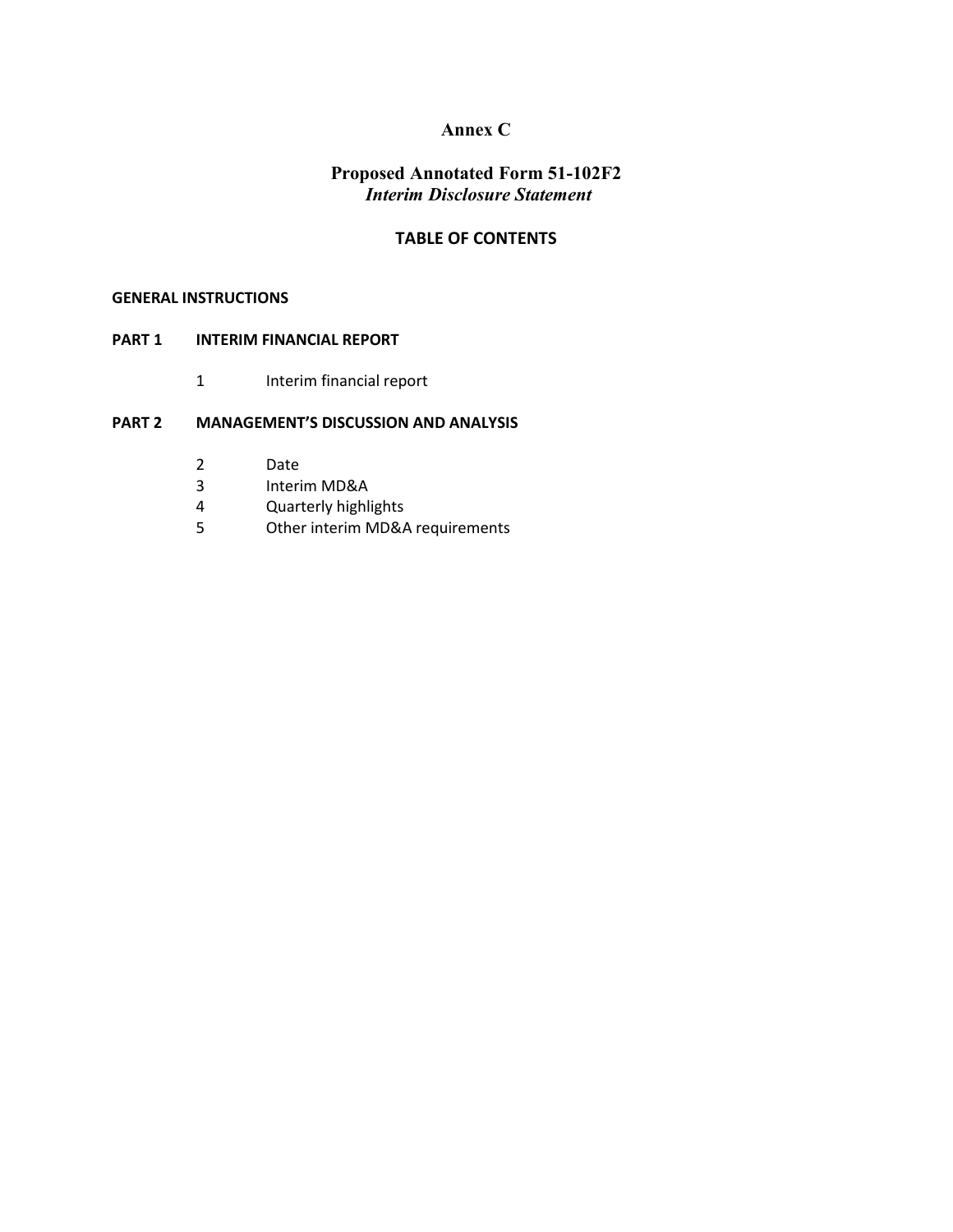# Annex C

## Proposed Annotated Form 51-102F2
### *Interim Disclosure Statement*

**TABLE OF CONTENTS**

**GENERAL INSTRUCTIONS**

**PART 1 INTERIM FINANCIAL REPORT**

1 Interim financial report

**PART 2 MANAGEMENT'S DISCUSSION AND ANALYSIS**

2 Date
3 Interim MD&A
4 Quarterly highlights
5 Other interim MD&A requirements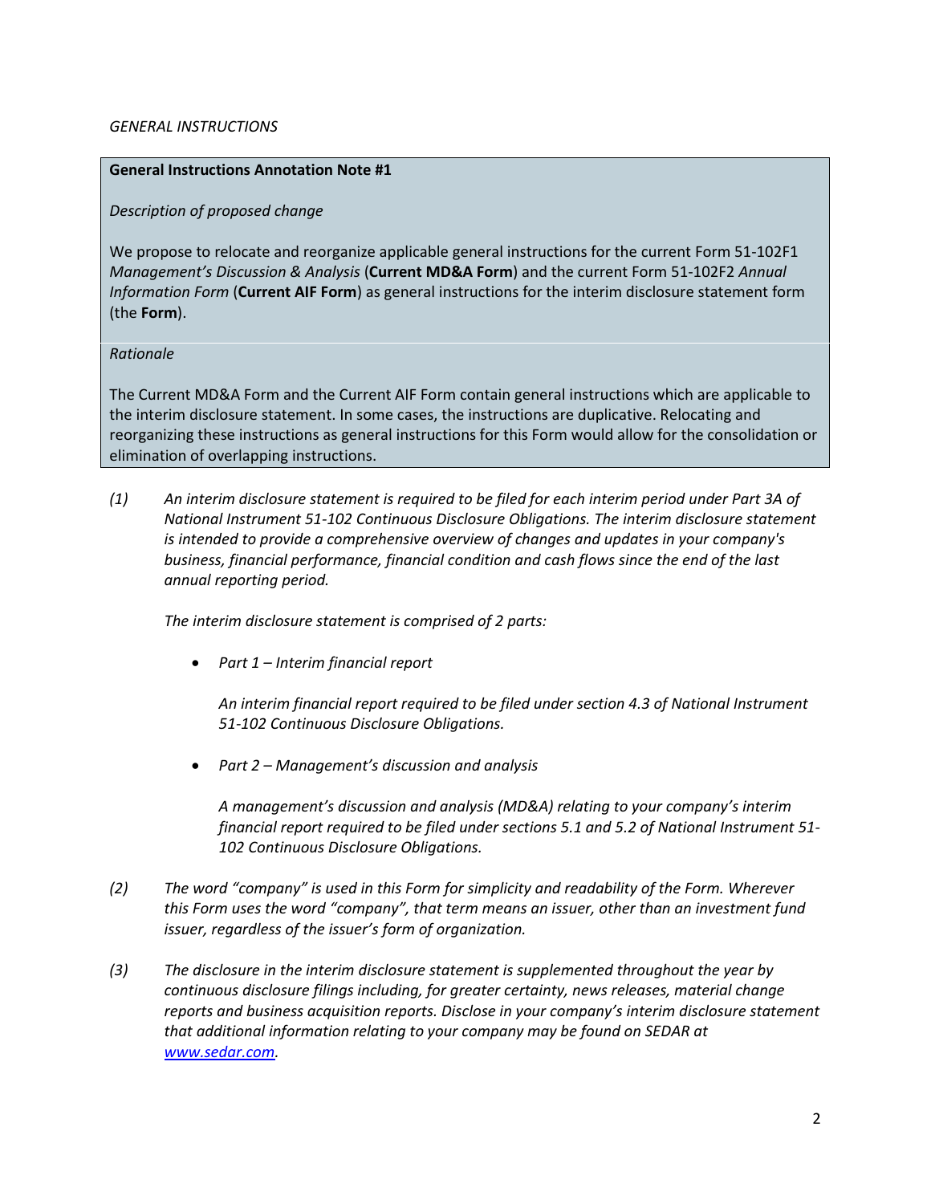*GENERAL INSTRUCTIONS*

> **General Instructions Annotation Note #1**
>
> *Description of proposed change*
>
> We propose to relocate and reorganize applicable general instructions for the current Form 51-102F1 *Management's Discussion & Analysis* (**Current MD&A Form**) and the current Form 51-102F2 *Annual Information Form* (**Current AIF Form**) as general instructions for the interim disclosure statement form (the **Form**).
>
> *Rationale*
>
> The Current MD&A Form and the Current AIF Form contain general instructions which are applicable to the interim disclosure statement. In some cases, the instructions are duplicative. Relocating and reorganizing these instructions as general instructions for this Form would allow for the consolidation or elimination of overlapping instructions.

*(1) An interim disclosure statement is required to be filed for each interim period under Part 3A of National Instrument 51-102 Continuous Disclosure Obligations. The interim disclosure statement is intended to provide a comprehensive overview of changes and updates in your company's business, financial performance, financial condition and cash flows since the end of the last annual reporting period.*

*The interim disclosure statement is comprised of 2 parts:*

- *Part 1 – Interim financial report*

  *An interim financial report required to be filed under section 4.3 of National Instrument 51-102 Continuous Disclosure Obligations.*

- *Part 2 – Management's discussion and analysis*

  *A management's discussion and analysis (MD&A) relating to your company's interim financial report required to be filed under sections 5.1 and 5.2 of National Instrument 51-102 Continuous Disclosure Obligations.*

*(2) The word "company" is used in this Form for simplicity and readability of the Form. Wherever this Form uses the word "company", that term means an issuer, other than an investment fund issuer, regardless of the issuer's form of organization.*

*(3) The disclosure in the interim disclosure statement is supplemented throughout the year by continuous disclosure filings including, for greater certainty, news releases, material change reports and business acquisition reports. Disclose in your company's interim disclosure statement that additional information relating to your company may be found on SEDAR at [www.sedar.com](www.sedar.com).*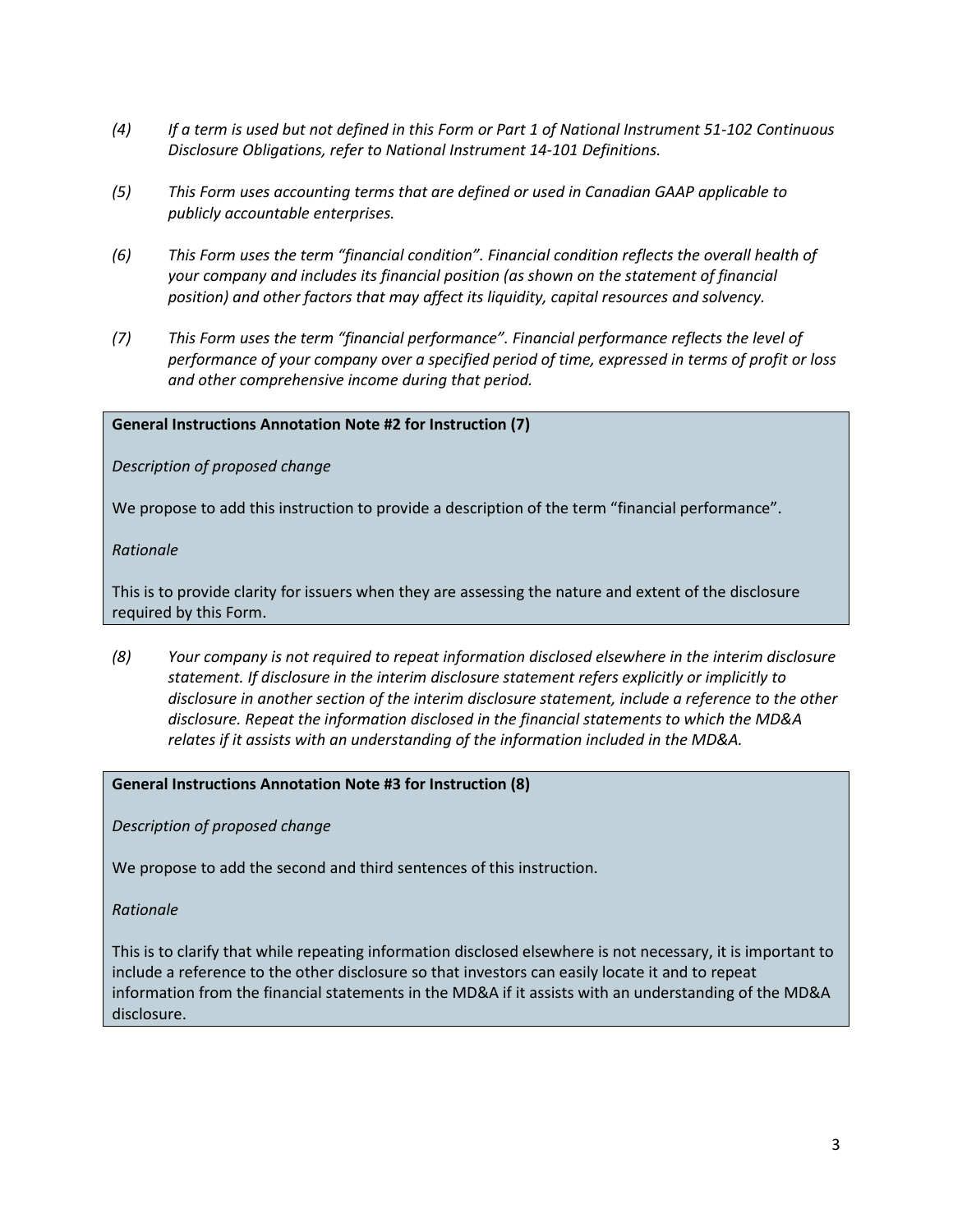*(4) If a term is used but not defined in this Form or Part 1 of National Instrument 51-102 Continuous Disclosure Obligations, refer to National Instrument 14-101 Definitions.*

*(5) This Form uses accounting terms that are defined or used in Canadian GAAP applicable to publicly accountable enterprises.*

*(6) This Form uses the term "financial condition". Financial condition reflects the overall health of your company and includes its financial position (as shown on the statement of financial position) and other factors that may affect its liquidity, capital resources and solvency.*

*(7) This Form uses the term "financial performance". Financial performance reflects the level of performance of your company over a specified period of time, expressed in terms of profit or loss and other comprehensive income during that period.*

> **General Instructions Annotation Note #2 for Instruction (7)**
>
> *Description of proposed change*
>
> We propose to add this instruction to provide a description of the term "financial performance".
>
> *Rationale*
>
> This is to provide clarity for issuers when they are assessing the nature and extent of the disclosure required by this Form.

*(8) Your company is not required to repeat information disclosed elsewhere in the interim disclosure statement. If disclosure in the interim disclosure statement refers explicitly or implicitly to disclosure in another section of the interim disclosure statement, include a reference to the other disclosure. Repeat the information disclosed in the financial statements to which the MD&A relates if it assists with an understanding of the information included in the MD&A.*

> **General Instructions Annotation Note #3 for Instruction (8)**
>
> *Description of proposed change*
>
> We propose to add the second and third sentences of this instruction.
>
> *Rationale*
>
> This is to clarify that while repeating information disclosed elsewhere is not necessary, it is important to include a reference to the other disclosure so that investors can easily locate it and to repeat information from the financial statements in the MD&A if it assists with an understanding of the MD&A disclosure.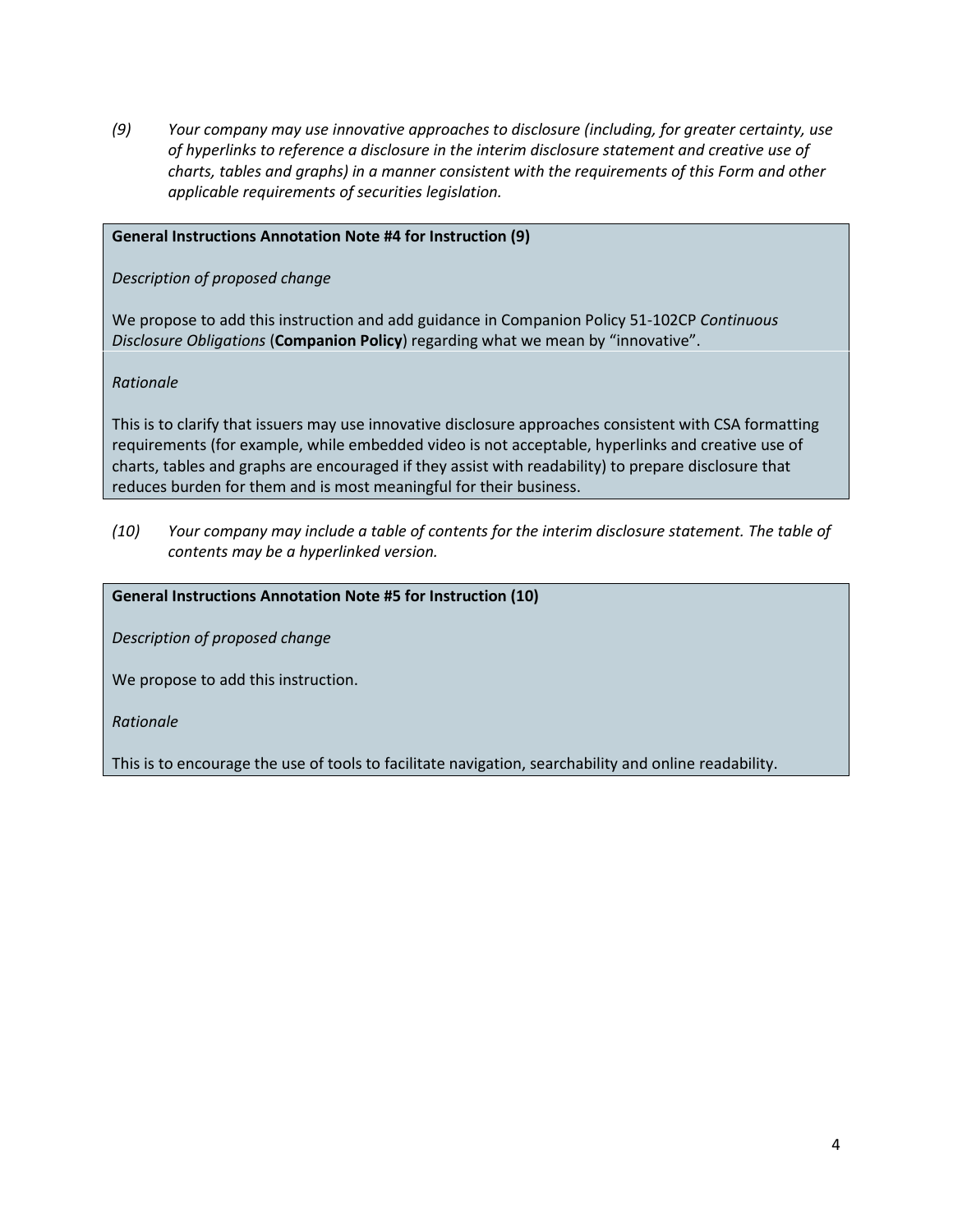*(9) Your company may use innovative approaches to disclosure (including, for greater certainty, use of hyperlinks to reference a disclosure in the interim disclosure statement and creative use of charts, tables and graphs) in a manner consistent with the requirements of this Form and other applicable requirements of securities legislation.*

**General Instructions Annotation Note #4 for Instruction (9)**

*Description of proposed change*

We propose to add this instruction and add guidance in Companion Policy 51-102CP *Continuous Disclosure Obligations* (**Companion Policy**) regarding what we mean by "innovative".

*Rationale*

This is to clarify that issuers may use innovative disclosure approaches consistent with CSA formatting requirements (for example, while embedded video is not acceptable, hyperlinks and creative use of charts, tables and graphs are encouraged if they assist with readability) to prepare disclosure that reduces burden for them and is most meaningful for their business.

*(10) Your company may include a table of contents for the interim disclosure statement. The table of contents may be a hyperlinked version.*

**General Instructions Annotation Note #5 for Instruction (10)**

*Description of proposed change*

We propose to add this instruction.

*Rationale*

This is to encourage the use of tools to facilitate navigation, searchability and online readability.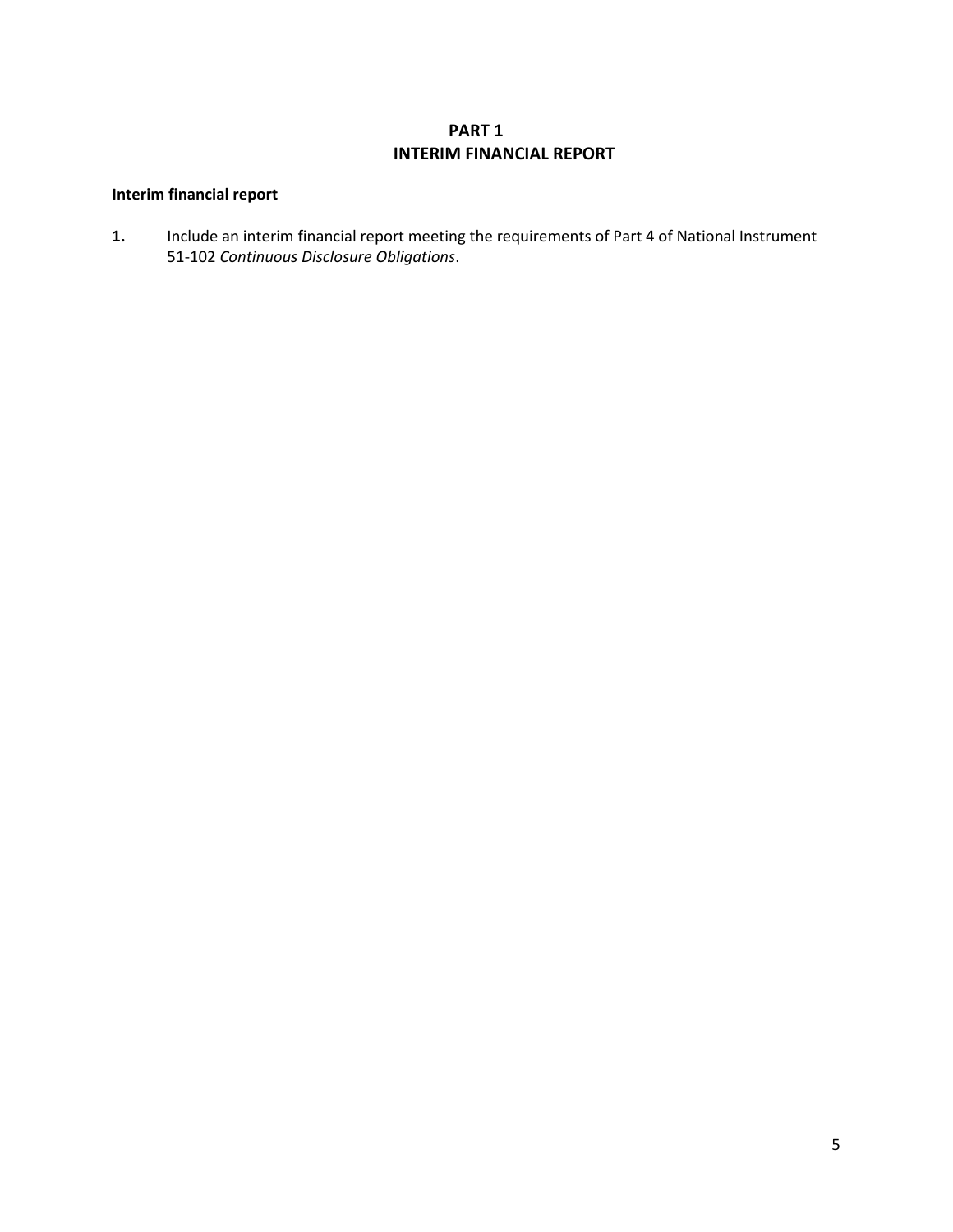# PART 1
# INTERIM FINANCIAL REPORT

**Interim financial report**

**1.** Include an interim financial report meeting the requirements of Part 4 of National Instrument 51-102 *Continuous Disclosure Obligations*.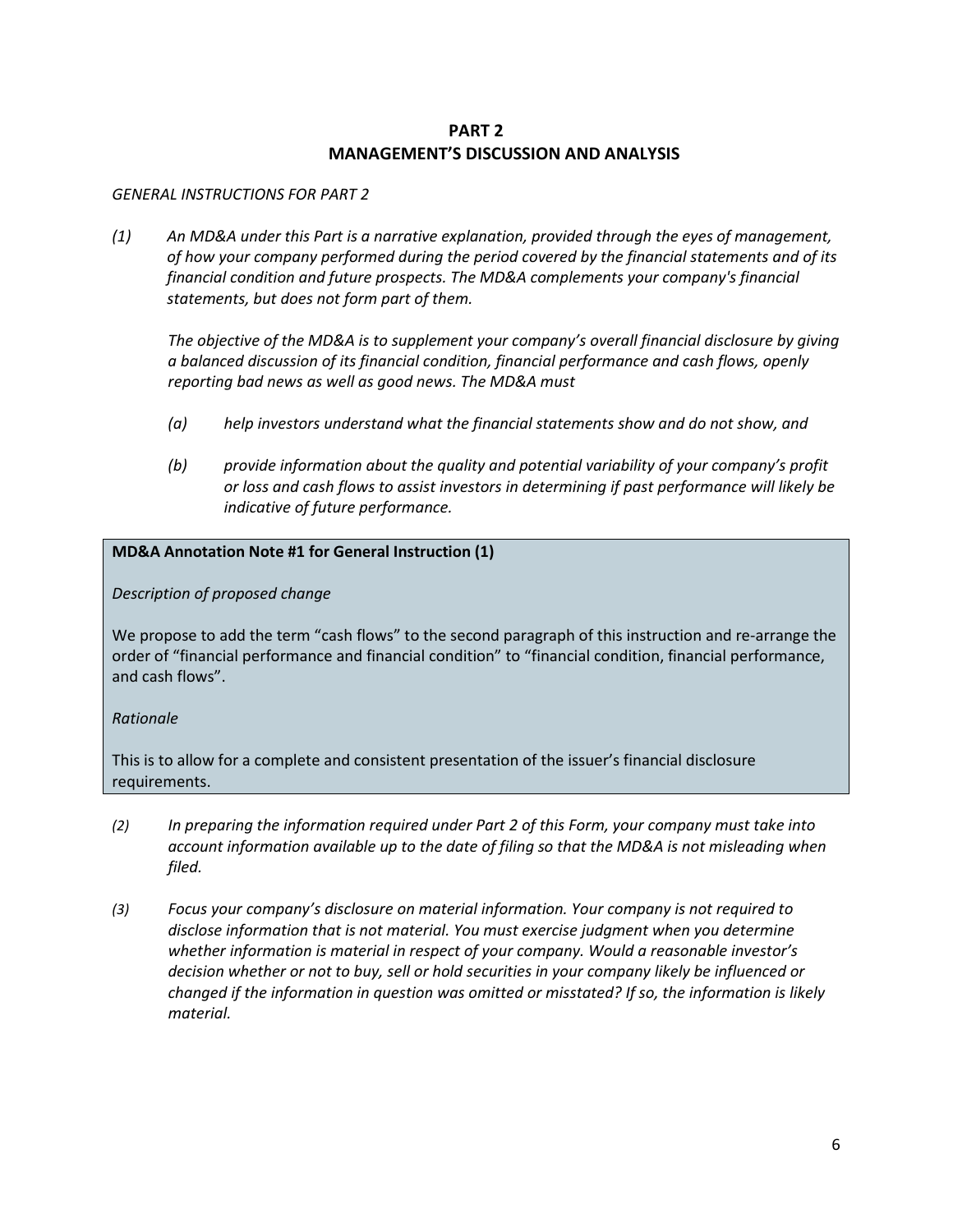# PART 2
# MANAGEMENT'S DISCUSSION AND ANALYSIS

*GENERAL INSTRUCTIONS FOR PART 2*

*(1) An MD&A under this Part is a narrative explanation, provided through the eyes of management, of how your company performed during the period covered by the financial statements and of its financial condition and future prospects. The MD&A complements your company's financial statements, but does not form part of them.*

*The objective of the MD&A is to supplement your company's overall financial disclosure by giving a balanced discussion of its financial condition, financial performance and cash flows, openly reporting bad news as well as good news. The MD&A must*

*(a) help investors understand what the financial statements show and do not show, and*

*(b) provide information about the quality and potential variability of your company's profit or loss and cash flows to assist investors in determining if past performance will likely be indicative of future performance.*

> **MD&A Annotation Note #1 for General Instruction (1)**
>
> *Description of proposed change*
>
> We propose to add the term "cash flows" to the second paragraph of this instruction and re-arrange the order of "financial performance and financial condition" to "financial condition, financial performance, and cash flows".
>
> *Rationale*
>
> This is to allow for a complete and consistent presentation of the issuer's financial disclosure requirements.

*(2) In preparing the information required under Part 2 of this Form, your company must take into account information available up to the date of filing so that the MD&A is not misleading when filed.*

*(3) Focus your company's disclosure on material information. Your company is not required to disclose information that is not material. You must exercise judgment when you determine whether information is material in respect of your company. Would a reasonable investor's decision whether or not to buy, sell or hold securities in your company likely be influenced or changed if the information in question was omitted or misstated? If so, the information is likely material.*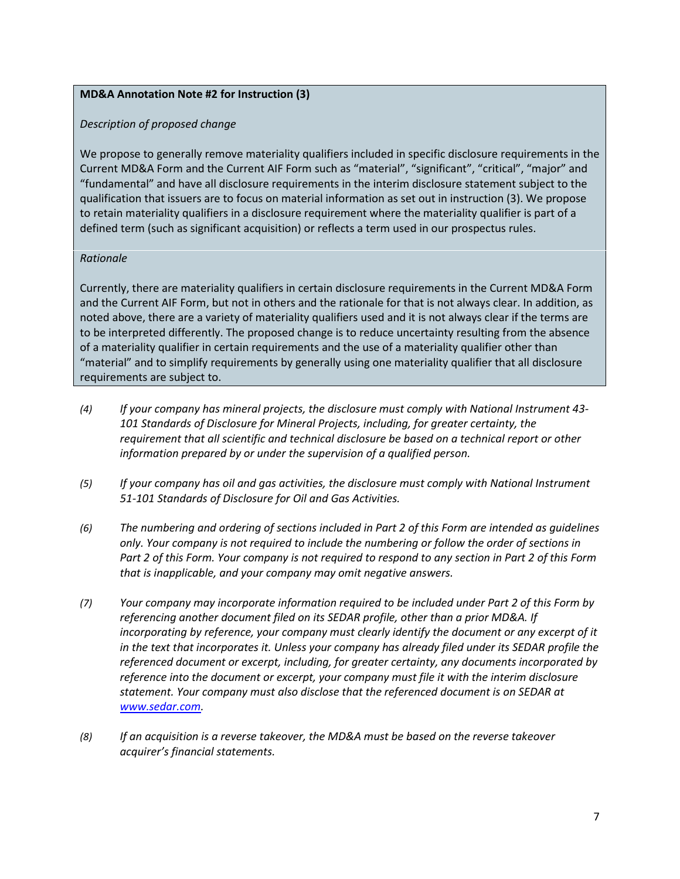**MD&A Annotation Note #2 for Instruction (3)**

*Description of proposed change*

We propose to generally remove materiality qualifiers included in specific disclosure requirements in the Current MD&A Form and the Current AIF Form such as "material", "significant", "critical", "major" and "fundamental" and have all disclosure requirements in the interim disclosure statement subject to the qualification that issuers are to focus on material information as set out in instruction (3). We propose to retain materiality qualifiers in a disclosure requirement where the materiality qualifier is part of a defined term (such as significant acquisition) or reflects a term used in our prospectus rules.

*Rationale*

Currently, there are materiality qualifiers in certain disclosure requirements in the Current MD&A Form and the Current AIF Form, but not in others and the rationale for that is not always clear. In addition, as noted above, there are a variety of materiality qualifiers used and it is not always clear if the terms are to be interpreted differently. The proposed change is to reduce uncertainty resulting from the absence of a materiality qualifier in certain requirements and the use of a materiality qualifier other than "material" and to simplify requirements by generally using one materiality qualifier that all disclosure requirements are subject to.

*(4) If your company has mineral projects, the disclosure must comply with National Instrument 43-101 Standards of Disclosure for Mineral Projects, including, for greater certainty, the requirement that all scientific and technical disclosure be based on a technical report or other information prepared by or under the supervision of a qualified person.*

*(5) If your company has oil and gas activities, the disclosure must comply with National Instrument 51-101 Standards of Disclosure for Oil and Gas Activities.*

*(6) The numbering and ordering of sections included in Part 2 of this Form are intended as guidelines only. Your company is not required to include the numbering or follow the order of sections in Part 2 of this Form. Your company is not required to respond to any section in Part 2 of this Form that is inapplicable, and your company may omit negative answers.*

*(7) Your company may incorporate information required to be included under Part 2 of this Form by referencing another document filed on its SEDAR profile, other than a prior MD&A. If incorporating by reference, your company must clearly identify the document or any excerpt of it in the text that incorporates it. Unless your company has already filed under its SEDAR profile the referenced document or excerpt, including, for greater certainty, any documents incorporated by reference into the document or excerpt, your company must file it with the interim disclosure statement. Your company must also disclose that the referenced document is on SEDAR at [www.sedar.com](http://www.sedar.com).*

*(8) If an acquisition is a reverse takeover, the MD&A must be based on the reverse takeover acquirer's financial statements.*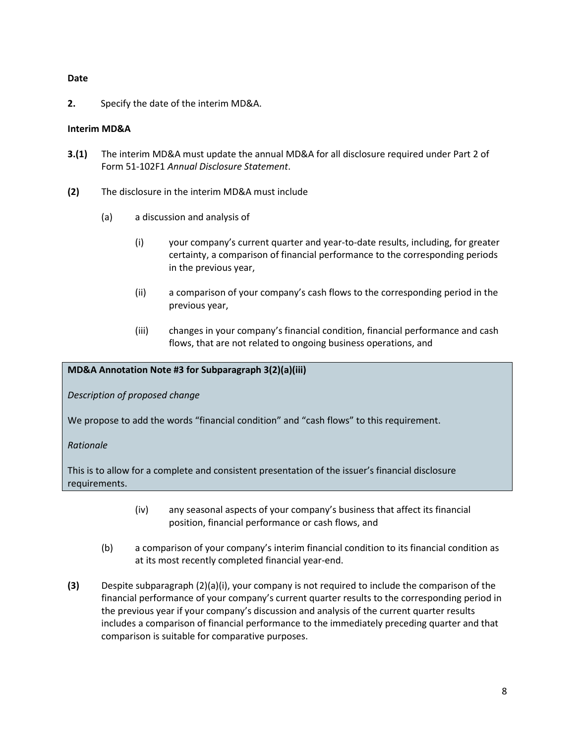**Date**

**2.** Specify the date of the interim MD&A.

**Interim MD&A**

**3.(1)** The interim MD&A must update the annual MD&A for all disclosure required under Part 2 of Form 51-102F1 *Annual Disclosure Statement*.

**(2)** The disclosure in the interim MD&A must include

(a) a discussion and analysis of

(i) your company's current quarter and year-to-date results, including, for greater certainty, a comparison of financial performance to the corresponding periods in the previous year,

(ii) a comparison of your company's cash flows to the corresponding period in the previous year,

(iii) changes in your company's financial condition, financial performance and cash flows, that are not related to ongoing business operations, and

> **MD&A Annotation Note #3 for Subparagraph 3(2)(a)(iii)**
>
> *Description of proposed change*
>
> We propose to add the words "financial condition" and "cash flows" to this requirement.
>
> *Rationale*
>
> This is to allow for a complete and consistent presentation of the issuer's financial disclosure requirements.

(iv) any seasonal aspects of your company's business that affect its financial position, financial performance or cash flows, and

(b) a comparison of your company's interim financial condition to its financial condition as at its most recently completed financial year-end.

**(3)** Despite subparagraph (2)(a)(i), your company is not required to include the comparison of the financial performance of your company's current quarter results to the corresponding period in the previous year if your company's discussion and analysis of the current quarter results includes a comparison of financial performance to the immediately preceding quarter and that comparison is suitable for comparative purposes.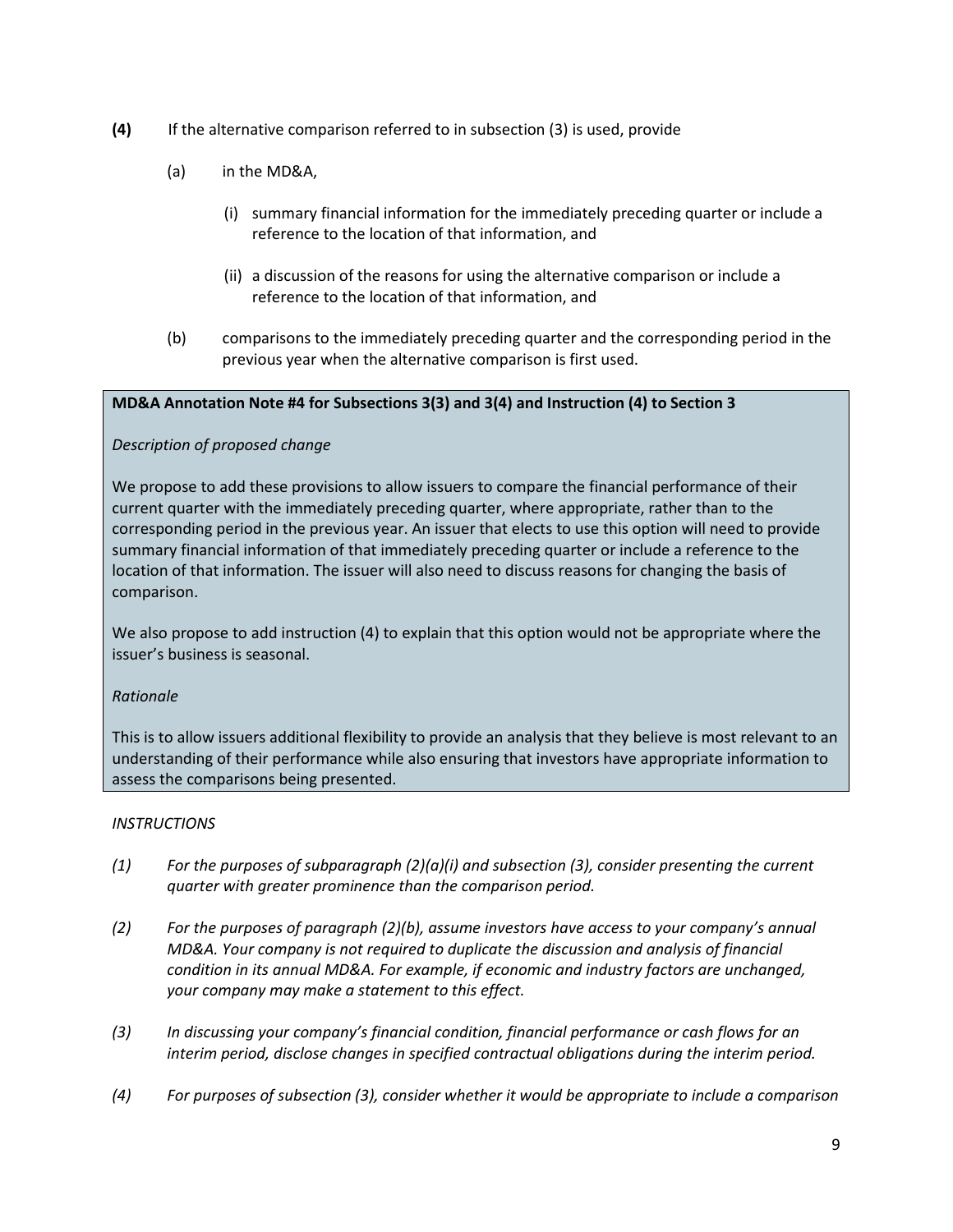**(4)** If the alternative comparison referred to in subsection (3) is used, provide

(a) in the MD&A,

(i) summary financial information for the immediately preceding quarter or include a reference to the location of that information, and

(ii) a discussion of the reasons for using the alternative comparison or include a reference to the location of that information, and

(b) comparisons to the immediately preceding quarter and the corresponding period in the previous year when the alternative comparison is first used.

> **MD&A Annotation Note #4 for Subsections 3(3) and 3(4) and Instruction (4) to Section 3**
>
> *Description of proposed change*
>
> We propose to add these provisions to allow issuers to compare the financial performance of their current quarter with the immediately preceding quarter, where appropriate, rather than to the corresponding period in the previous year. An issuer that elects to use this option will need to provide summary financial information of that immediately preceding quarter or include a reference to the location of that information. The issuer will also need to discuss reasons for changing the basis of comparison.
>
> We also propose to add instruction (4) to explain that this option would not be appropriate where the issuer's business is seasonal.
>
> *Rationale*
>
> This is to allow issuers additional flexibility to provide an analysis that they believe is most relevant to an understanding of their performance while also ensuring that investors have appropriate information to assess the comparisons being presented.

*INSTRUCTIONS*

*(1) For the purposes of subparagraph (2)(a)(i) and subsection (3), consider presenting the current quarter with greater prominence than the comparison period.*

*(2) For the purposes of paragraph (2)(b), assume investors have access to your company's annual MD&A. Your company is not required to duplicate the discussion and analysis of financial condition in its annual MD&A. For example, if economic and industry factors are unchanged, your company may make a statement to this effect.*

*(3) In discussing your company's financial condition, financial performance or cash flows for an interim period, disclose changes in specified contractual obligations during the interim period.*

*(4) For purposes of subsection (3), consider whether it would be appropriate to include a comparison*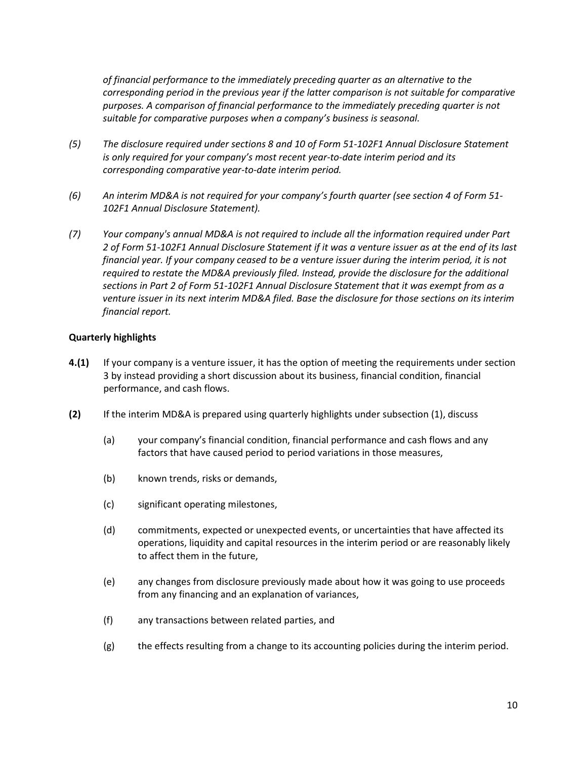*of financial performance to the immediately preceding quarter as an alternative to the corresponding period in the previous year if the latter comparison is not suitable for comparative purposes. A comparison of financial performance to the immediately preceding quarter is not suitable for comparative purposes when a company's business is seasonal.*

*(5)* *The disclosure required under sections 8 and 10 of Form 51-102F1 Annual Disclosure Statement is only required for your company's most recent year-to-date interim period and its corresponding comparative year-to-date interim period.*

*(6)* *An interim MD&A is not required for your company's fourth quarter (see section 4 of Form 51-102F1 Annual Disclosure Statement).*

*(7)* *Your company's annual MD&A is not required to include all the information required under Part 2 of Form 51-102F1 Annual Disclosure Statement if it was a venture issuer as at the end of its last financial year. If your company ceased to be a venture issuer during the interim period, it is not required to restate the MD&A previously filed. Instead, provide the disclosure for the additional sections in Part 2 of Form 51-102F1 Annual Disclosure Statement that it was exempt from as a venture issuer in its next interim MD&A filed. Base the disclosure for those sections on its interim financial report.*

**Quarterly highlights**

**4.(1)** If your company is a venture issuer, it has the option of meeting the requirements under section 3 by instead providing a short discussion about its business, financial condition, financial performance, and cash flows.

**(2)** If the interim MD&A is prepared using quarterly highlights under subsection (1), discuss

(a) your company's financial condition, financial performance and cash flows and any factors that have caused period to period variations in those measures,

(b) known trends, risks or demands,

(c) significant operating milestones,

(d) commitments, expected or unexpected events, or uncertainties that have affected its operations, liquidity and capital resources in the interim period or are reasonably likely to affect them in the future,

(e) any changes from disclosure previously made about how it was going to use proceeds from any financing and an explanation of variances,

(f) any transactions between related parties, and

(g) the effects resulting from a change to its accounting policies during the interim period.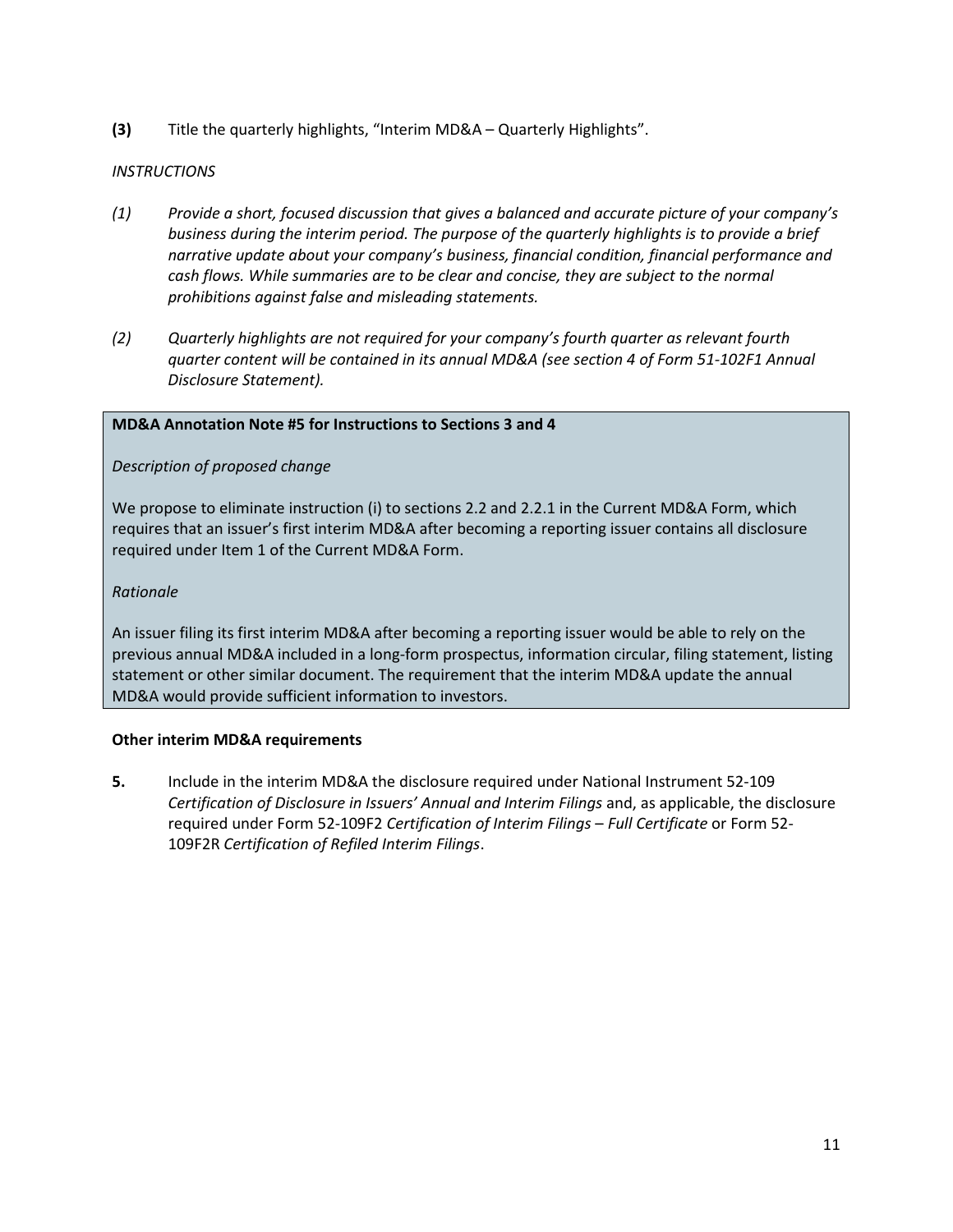**(3)** Title the quarterly highlights, "Interim MD&A – Quarterly Highlights".

*INSTRUCTIONS*

*(1) Provide a short, focused discussion that gives a balanced and accurate picture of your company's business during the interim period. The purpose of the quarterly highlights is to provide a brief narrative update about your company's business, financial condition, financial performance and cash flows. While summaries are to be clear and concise, they are subject to the normal prohibitions against false and misleading statements.*

*(2) Quarterly highlights are not required for your company's fourth quarter as relevant fourth quarter content will be contained in its annual MD&A (see section 4 of Form 51-102F1 Annual Disclosure Statement).*

**MD&A Annotation Note #5 for Instructions to Sections 3 and 4**

*Description of proposed change*

We propose to eliminate instruction (i) to sections 2.2 and 2.2.1 in the Current MD&A Form, which requires that an issuer's first interim MD&A after becoming a reporting issuer contains all disclosure required under Item 1 of the Current MD&A Form.

*Rationale*

An issuer filing its first interim MD&A after becoming a reporting issuer would be able to rely on the previous annual MD&A included in a long-form prospectus, information circular, filing statement, listing statement or other similar document. The requirement that the interim MD&A update the annual MD&A would provide sufficient information to investors.

**Other interim MD&A requirements**

**5.** Include in the interim MD&A the disclosure required under National Instrument 52-109 *Certification of Disclosure in Issuers' Annual and Interim Filings* and, as applicable, the disclosure required under Form 52-109F2 *Certification of Interim Filings – Full Certificate* or Form 52-109F2R *Certification of Refiled Interim Filings*.